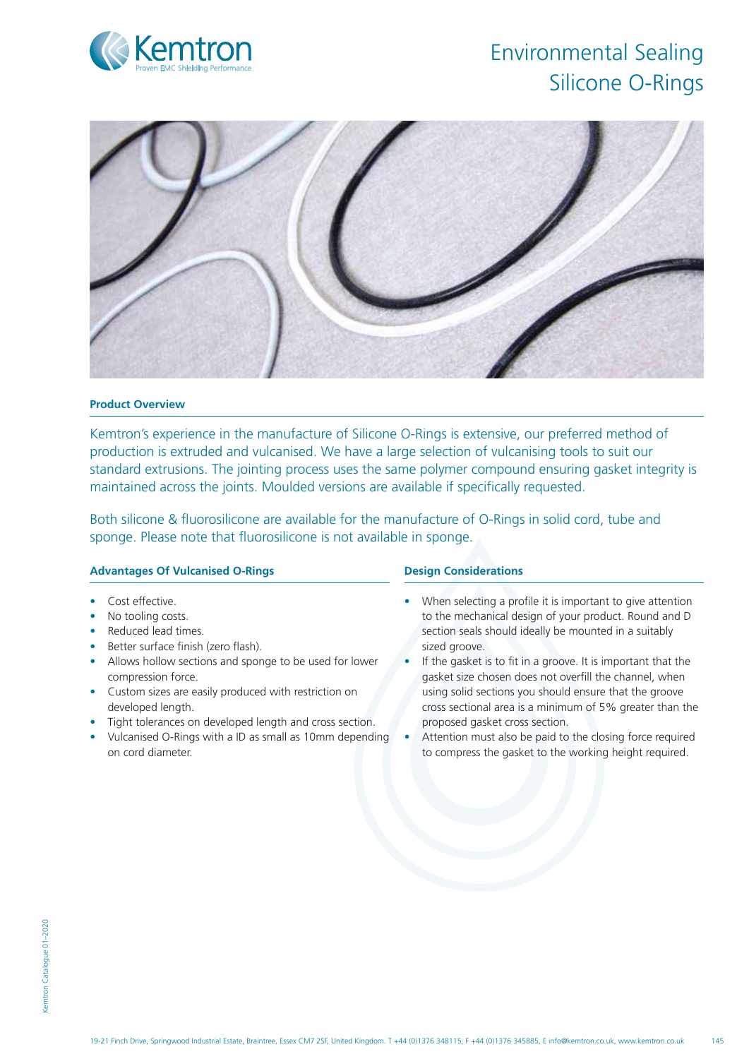# Environmental Sealing Silicone O-Rings

## Product Overview

Kemtron's experience in the manufacture of Silicone O-Rings is extensive, our preferred method of production is extruded and vulcanised. We have a large selection of vulcanising tools to suit our standard extrusions. The jointing process uses the same polymer compound ensuring gasket integrity is maintained across the joints. Moulded versions are available if specifically requested.

Both silicone & fluorosilicone are available for the manufacture of O-Rings in solid cord, tube and sponge. Please note that fluorosilicone is not available in sponge.

### Advantages Of Vulcanised O-Rings

- Cost effective.
- No tooling costs.
- Reduced lead times.
- Better surface finish (zero flash).
- Allows hollow sections and sponge to be used for lower compression force.
- Custom sizes are easily produced with restriction on developed length.
- Tight tolerances on developed length and cross section.
- Vulcanised O-Rings with a ID as small as 10mm depending on cord diameter.

### Design Considerations

- When selecting a profile it is important to give attention to the mechanical design of your product. Round and D section seals should ideally be mounted in a suitably sized groove.
- If the gasket is to fit in a groove. It is important that the gasket size chosen does not overfill the channel, when using solid sections you should ensure that the groove cross sectional area is a minimum of 5% greater than the proposed gasket cross section.
- Attention must also be paid to the closing force required to compress the gasket to the working height required.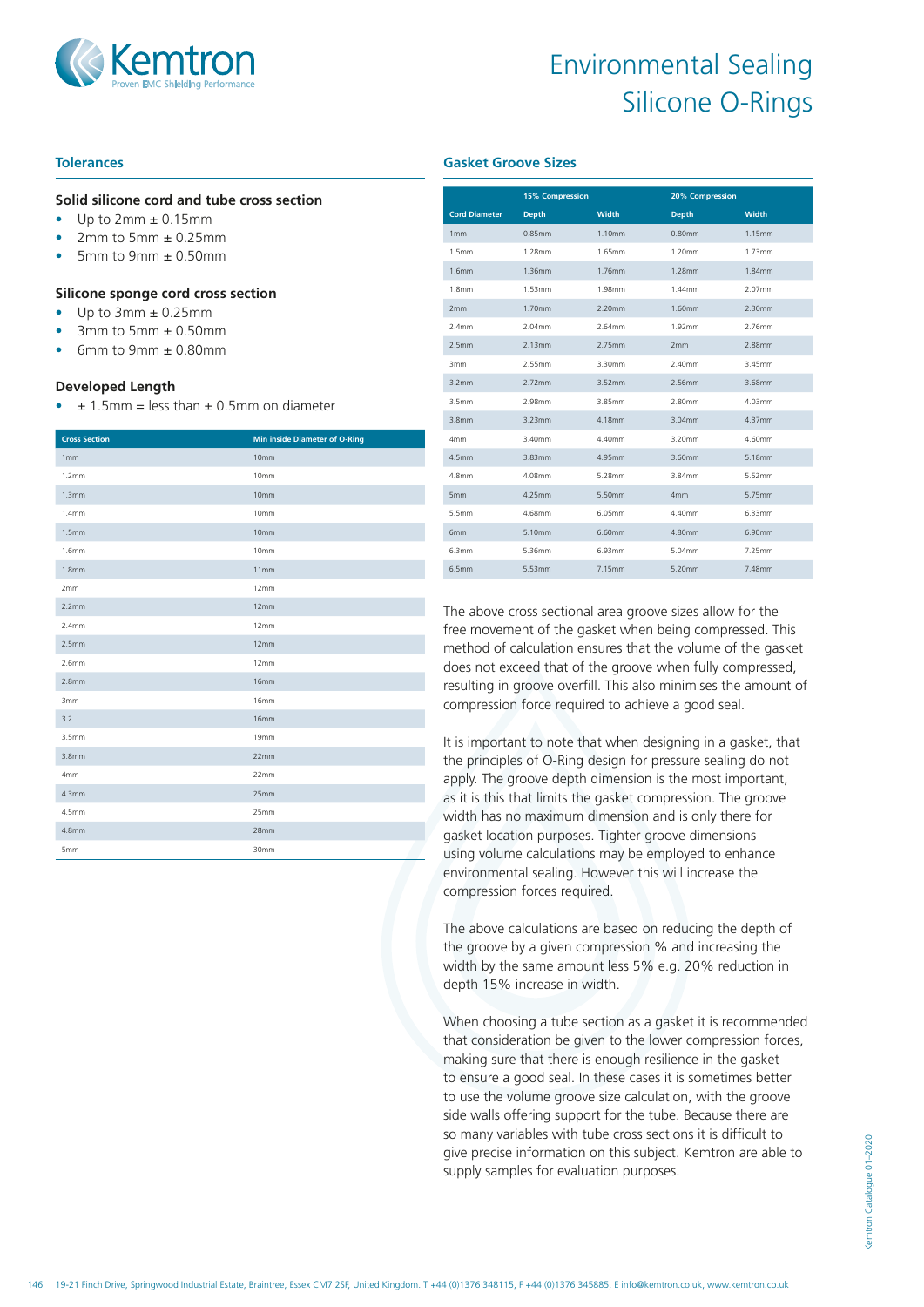# Environmental Sealing Silicone O-Rings

## Tolerances

### Solid silicone cord and tube cross section

- Up to 2mm ± 0.15mm
- 2mm to 5mm ± 0.25mm
- 5mm to 9mm ± 0.50mm

### Silicone sponge cord cross section

- Up to 3mm ± 0.25mm
- 3mm to 5mm ± 0.50mm
- 6mm to 9mm ± 0.80mm

### Developed Length

- ± 1.5mm = less than ± 0.5mm on diameter

| Cross Section | Min inside Diameter of O-Ring |
|---|---|
| 1mm | 10mm |
| 1.2mm | 10mm |
| 1.3mm | 10mm |
| 1.4mm | 10mm |
| 1.5mm | 10mm |
| 1.6mm | 10mm |
| 1.8mm | 11mm |
| 2mm | 12mm |
| 2.2mm | 12mm |
| 2.4mm | 12mm |
| 2.5mm | 12mm |
| 2.6mm | 12mm |
| 2.8mm | 16mm |
| 3mm | 16mm |
| 3.2 | 16mm |
| 3.5mm | 19mm |
| 3.8mm | 22mm |
| 4mm | 22mm |
| 4.3mm | 25mm |
| 4.5mm | 25mm |
| 4.8mm | 28mm |
| 5mm | 30mm |

## Gasket Groove Sizes

| | 15% Compression | | 20% Compression | |
|---|---|---|---|---|
| Cord Diameter | Depth | Width | Depth | Width |
| 1mm | 0.85mm | 1.10mm | 0.80mm | 1.15mm |
| 1.5mm | 1.28mm | 1.65mm | 1.20mm | 1.73mm |
| 1.6mm | 1.36mm | 1.76mm | 1.28mm | 1.84mm |
| 1.8mm | 1.53mm | 1.98mm | 1.44mm | 2.07mm |
| 2mm | 1.70mm | 2.20mm | 1.60mm | 2.30mm |
| 2.4mm | 2.04mm | 2.64mm | 1.92mm | 2.76mm |
| 2.5mm | 2.13mm | 2.75mm | 2mm | 2.88mm |
| 3mm | 2.55mm | 3.30mm | 2.40mm | 3.45mm |
| 3.2mm | 2.72mm | 3.52mm | 2.56mm | 3.68mm |
| 3.5mm | 2.98mm | 3.85mm | 2.80mm | 4.03mm |
| 3.8mm | 3.23mm | 4.18mm | 3.04mm | 4.37mm |
| 4mm | 3.40mm | 4.40mm | 3.20mm | 4.60mm |
| 4.5mm | 3.83mm | 4.95mm | 3.60mm | 5.18mm |
| 4.8mm | 4.08mm | 5.28mm | 3.84mm | 5.52mm |
| 5mm | 4.25mm | 5.50mm | 4mm | 5.75mm |
| 5.5mm | 4.68mm | 6.05mm | 4.40mm | 6.33mm |
| 6mm | 5.10mm | 6.60mm | 4.80mm | 6.90mm |
| 6.3mm | 5.36mm | 6.93mm | 5.04mm | 7.25mm |
| 6.5mm | 5.53mm | 7.15mm | 5.20mm | 7.48mm |

The above cross sectional area groove sizes allow for the free movement of the gasket when being compressed. This method of calculation ensures that the volume of the gasket does not exceed that of the groove when fully compressed, resulting in groove overfill. This also minimises the amount of compression force required to achieve a good seal.

It is important to note that when designing in a gasket, that the principles of O-Ring design for pressure sealing do not apply. The groove depth dimension is the most important, as it is this that limits the gasket compression. The groove width has no maximum dimension and is only there for gasket location purposes. Tighter groove dimensions using volume calculations may be employed to enhance environmental sealing. However this will increase the compression forces required.

The above calculations are based on reducing the depth of the groove by a given compression % and increasing the width by the same amount less 5% e.g. 20% reduction in depth 15% increase in width.

When choosing a tube section as a gasket it is recommended that consideration be given to the lower compression forces, making sure that there is enough resilience in the gasket to ensure a good seal. In these cases it is sometimes better to use the volume groove size calculation, with the groove side walls offering support for the tube. Because there are so many variables with tube cross sections it is difficult to give precise information on this subject. Kemtron are able to supply samples for evaluation purposes.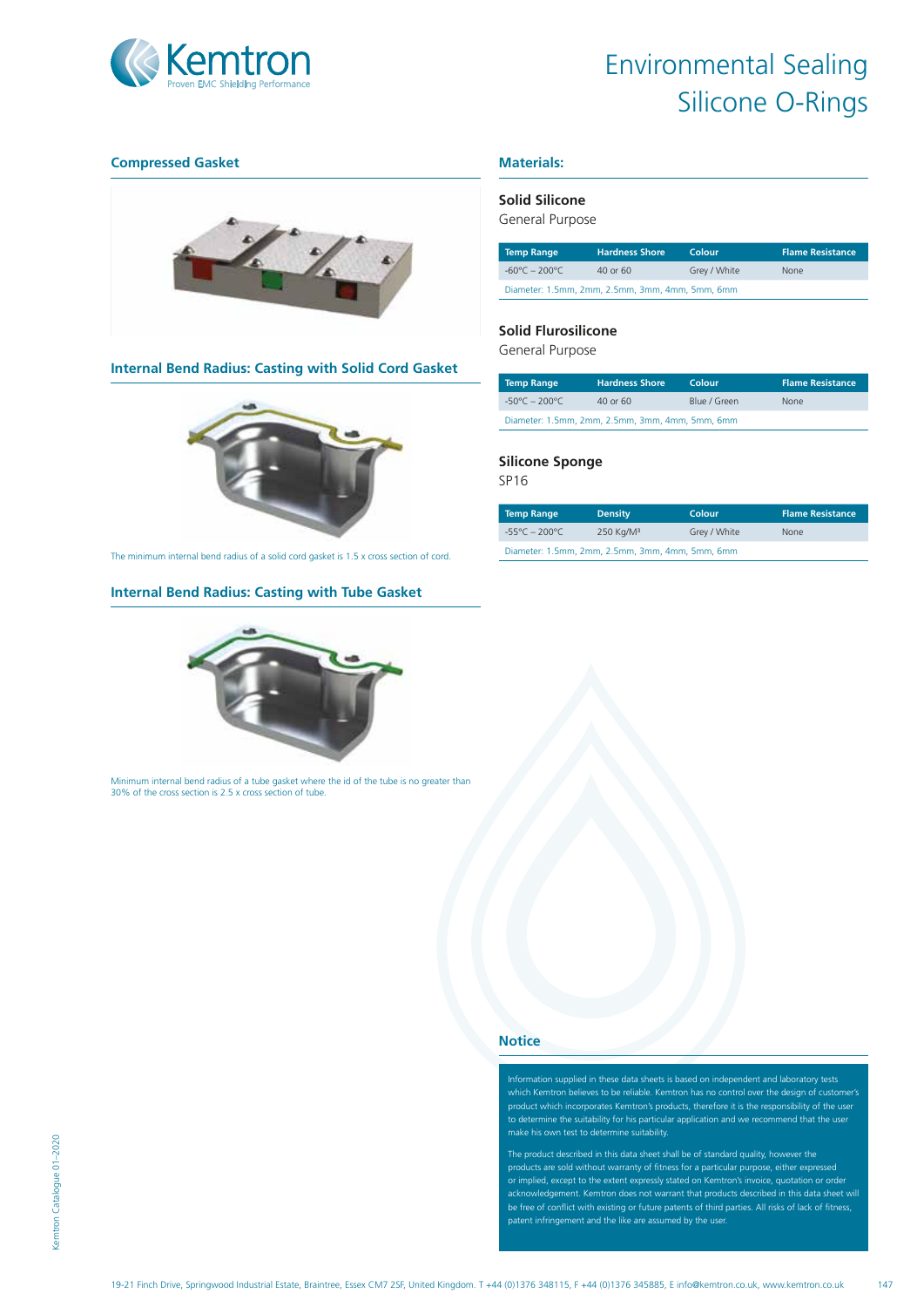# Environmental Sealing Silicone O-Rings

## Compressed Gasket

## Internal Bend Radius: Casting with Solid Cord Gasket

The minimum internal bend radius of a solid cord gasket is 1.5 x cross section of cord.

## Internal Bend Radius: Casting with Tube Gasket

Minimum internal bend radius of a tube gasket where the id of the tube is no greater than 30% of the cross section is 2.5 x cross section of tube.

## Materials:

### Solid Silicone

General Purpose

| Temp Range | Hardness Shore | Colour | Flame Resistance |
|---|---|---|---|
| -60°C – 200°C | 40 or 60 | Grey / White | None |
| Diameter: 1.5mm, 2mm, 2.5mm, 3mm, 4mm, 5mm, 6mm | | | |

### Solid Flurosilicone

General Purpose

| Temp Range | Hardness Shore | Colour | Flame Resistance |
|---|---|---|---|
| -50°C – 200°C | 40 or 60 | Blue / Green | None |
| Diameter: 1.5mm, 2mm, 2.5mm, 3mm, 4mm, 5mm, 6mm | | | |

### Silicone Sponge

SP16

| Temp Range | Density | Colour | Flame Resistance |
|---|---|---|---|
| -55°C – 200°C | 250 Kg/M³ | Grey / White | None |
| Diameter: 1.5mm, 2mm, 2.5mm, 3mm, 4mm, 5mm, 6mm | | | |

## Notice

Information supplied in these data sheets is based on independent and laboratory tests which Kemtron believes to be reliable. Kemtron has no control over the design of customer's product which incorporates Kemtron's products, therefore it is the responsibility of the user to determine the suitability for his particular application and we recommend that the user make his own test to determine suitability.

The product described in this data sheet shall be of standard quality, however the products are sold without warranty of fitness for a particular purpose, either expressed or implied, except to the extent expressly stated on Kemtron's invoice, quotation or order acknowledgement. Kemtron does not warrant that products described in this data sheet will be free of conflict with existing or future patents of third parties. All risks of lack of fitness, patent infringement and the like are assumed by the user.

19-21 Finch Drive, Springwood Industrial Estate, Braintree, Essex CM7 2SF, United Kingdom. T +44 (0)1376 348115, F +44 (0)1376 345885, E info@kemtron.co.uk, www.kemtron.co.uk